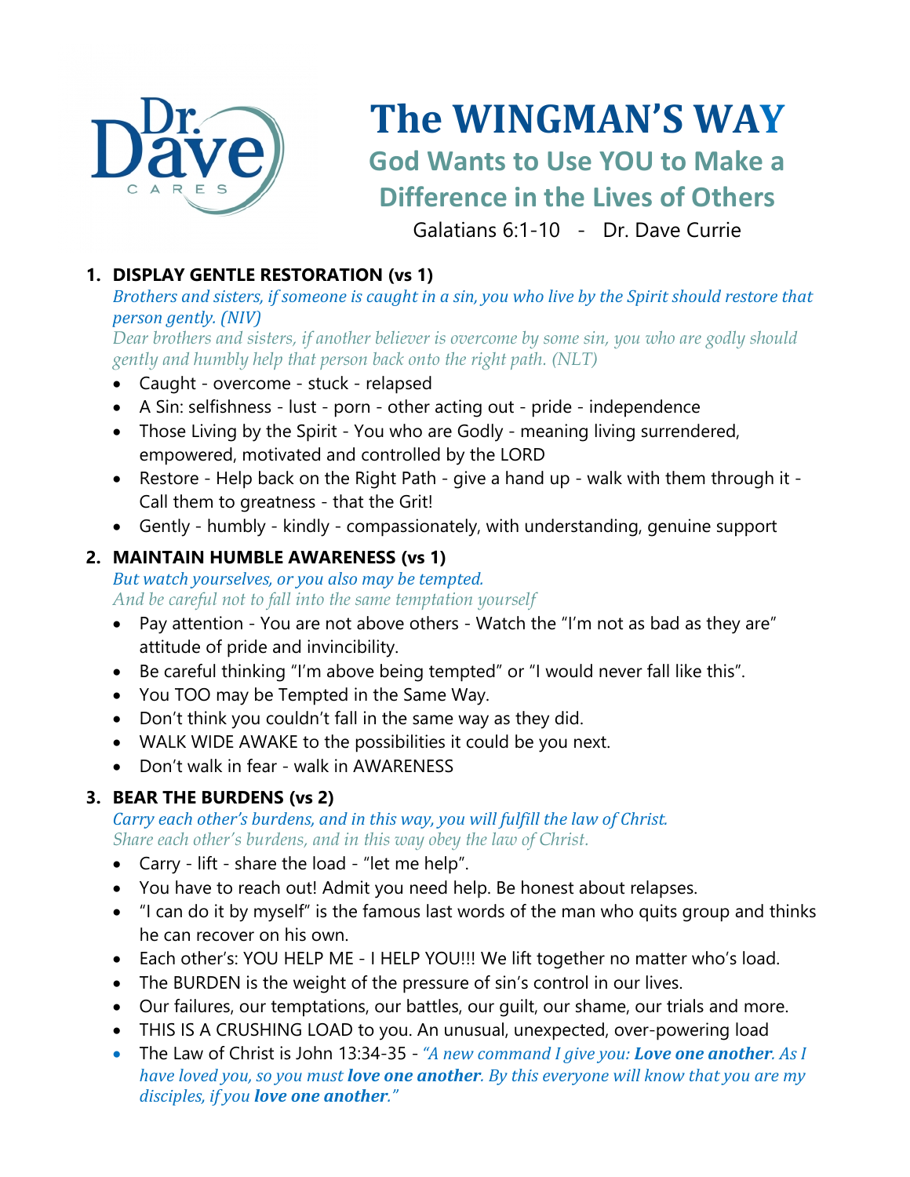# The WINGMAN'S WAY

## God Wants to Use YOU to Make a Difference in the Lives of Others

Galatians 6:1-10 - Dr. Dave Currie

### 1. DISPLAY GENTLE RESTORATION (vs 1)

*Brothers and sisters, if someone is caught in a sin, you who live by the Spirit should restore that person gently. (NIV)*

*Dear brothers and sisters, if another believer is overcome by some sin, you who are godly should gently and humbly help that person back onto the right path. (NLT)*

- Caught - overcome - stuck - relapsed
- A Sin: selfishness - lust - porn - other acting out - pride - independence
- Those Living by the Spirit - You who are Godly - meaning living surrendered, empowered, motivated and controlled by the LORD
- Restore - Help back on the Right Path - give a hand up - walk with them through it - Call them to greatness - that the Grit!
- Gently - humbly - kindly - compassionately, with understanding, genuine support

### 2. MAINTAIN HUMBLE AWARENESS (vs 1)

*But watch yourselves, or you also may be tempted.*

*And be careful not to fall into the same temptation yourself*

- Pay attention - You are not above others - Watch the "I'm not as bad as they are" attitude of pride and invincibility.
- Be careful thinking "I'm above being tempted" or "I would never fall like this".
- You TOO may be Tempted in the Same Way.
- Don't think you couldn't fall in the same way as they did.
- WALK WIDE AWAKE to the possibilities it could be you next.
- Don't walk in fear - walk in AWARENESS

### 3. BEAR THE BURDENS (vs 2)

*Carry each other's burdens, and in this way, you will fulfill the law of Christ.*

*Share each other's burdens, and in this way obey the law of Christ.*

- Carry - lift - share the load - "let me help".
- You have to reach out! Admit you need help. Be honest about relapses.
- "I can do it by myself" is the famous last words of the man who quits group and thinks he can recover on his own.
- Each other's: YOU HELP ME - I HELP YOU!!! We lift together no matter who's load.
- The BURDEN is the weight of the pressure of sin's control in our lives.
- Our failures, our temptations, our battles, our guilt, our shame, our trials and more.
- THIS IS A CRUSHING LOAD to you. An unusual, unexpected, over-powering load
- The Law of Christ is John 13:34-35 - *"A new command I give you: **Love one another**. As I have loved you, so you must **love one another**. By this everyone will know that you are my disciples, if you **love one another**."*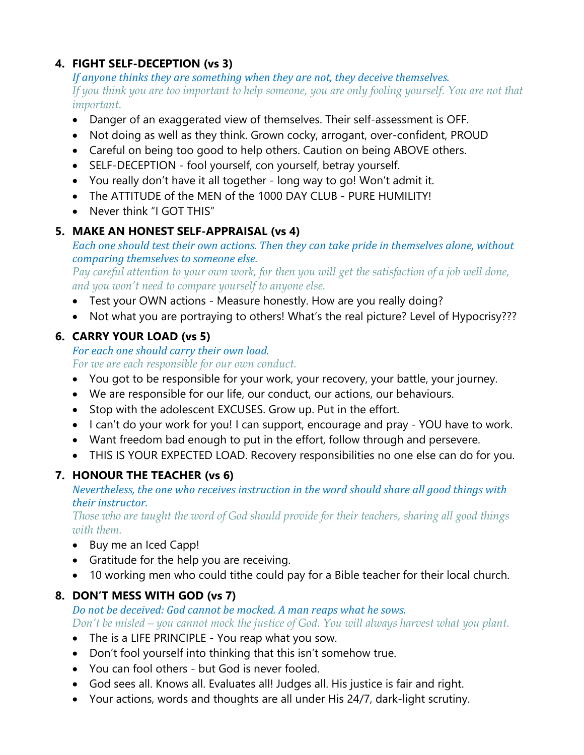4. **FIGHT SELF-DECEPTION (vs 3)**

   *If anyone thinks they are something when they are not, they deceive themselves.*
   *If you think you are too important to help someone, you are only fooling yourself. You are not that important.*

   - Danger of an exaggerated view of themselves. Their self-assessment is OFF.
   - Not doing as well as they think. Grown cocky, arrogant, over-confident, PROUD
   - Careful on being too good to help others. Caution on being ABOVE others.
   - SELF-DECEPTION - fool yourself, con yourself, betray yourself.
   - You really don't have it all together - long way to go! Won't admit it.
   - The ATTITUDE of the MEN of the 1000 DAY CLUB - PURE HUMILITY!
   - Never think "I GOT THIS"

5. **MAKE AN HONEST SELF-APPRAISAL (vs 4)**

   *Each one should test their own actions. Then they can take pride in themselves alone, without comparing themselves to someone else.*
   *Pay careful attention to your own work, for then you will get the satisfaction of a job well done, and you won't need to compare yourself to anyone else.*

   - Test your OWN actions - Measure honestly. How are you really doing?
   - Not what you are portraying to others! What's the real picture? Level of Hypocrisy???

6. **CARRY YOUR LOAD (vs 5)**

   *For each one should carry their own load.*
   *For we are each responsible for our own conduct.*

   - You got to be responsible for your work, your recovery, your battle, your journey.
   - We are responsible for our life, our conduct, our actions, our behaviours.
   - Stop with the adolescent EXCUSES. Grow up. Put in the effort.
   - I can't do your work for you! I can support, encourage and pray - YOU have to work.
   - Want freedom bad enough to put in the effort, follow through and persevere.
   - THIS IS YOUR EXPECTED LOAD. Recovery responsibilities no one else can do for you.

7. **HONOUR THE TEACHER (vs 6)**

   *Nevertheless, the one who receives instruction in the word should share all good things with their instructor.*
   *Those who are taught the word of God should provide for their teachers, sharing all good things with them.*

   - Buy me an Iced Capp!
   - Gratitude for the help you are receiving.
   - 10 working men who could tithe could pay for a Bible teacher for their local church.

8. **DON'T MESS WITH GOD (vs 7)**

   *Do not be deceived: God cannot be mocked. A man reaps what he sows.*
   *Don't be misled—you cannot mock the justice of God. You will always harvest what you plant.*

   - The is a LIFE PRINCIPLE - You reap what you sow.
   - Don't fool yourself into thinking that this isn't somehow true.
   - You can fool others - but God is never fooled.
   - God sees all. Knows all. Evaluates all! Judges all. His justice is fair and right.
   - Your actions, words and thoughts are all under His 24/7, dark-light scrutiny.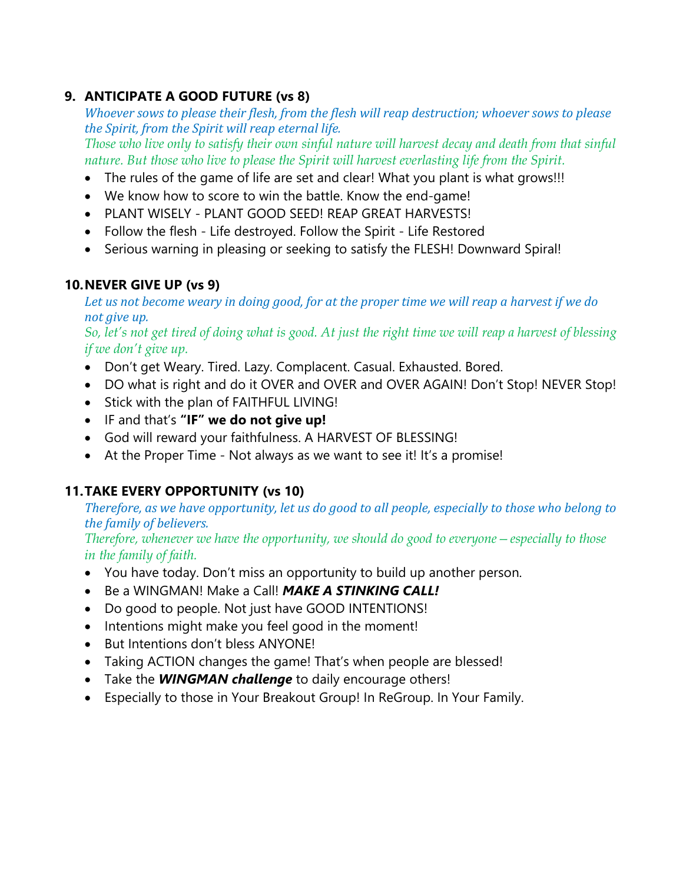## 9. ANTICIPATE A GOOD FUTURE (vs 8)

*Whoever sows to please their flesh, from the flesh will reap destruction; whoever sows to please the Spirit, from the Spirit will reap eternal life.*

*Those who live only to satisfy their own sinful nature will harvest decay and death from that sinful nature. But those who live to please the Spirit will harvest everlasting life from the Spirit.*

- The rules of the game of life are set and clear! What you plant is what grows!!!
- We know how to score to win the battle. Know the end-game!
- PLANT WISELY - PLANT GOOD SEED! REAP GREAT HARVESTS!
- Follow the flesh - Life destroyed. Follow the Spirit - Life Restored
- Serious warning in pleasing or seeking to satisfy the FLESH! Downward Spiral!

## 10. NEVER GIVE UP (vs 9)

*Let us not become weary in doing good, for at the proper time we will reap a harvest if we do not give up.*

*So, let's not get tired of doing what is good. At just the right time we will reap a harvest of blessing if we don't give up.*

- Don't get Weary. Tired. Lazy. Complacent. Casual. Exhausted. Bored.
- DO what is right and do it OVER and OVER and OVER AGAIN! Don't Stop! NEVER Stop!
- Stick with the plan of FAITHFUL LIVING!
- IF and that's **"IF" we do not give up!**
- God will reward your faithfulness. A HARVEST OF BLESSING!
- At the Proper Time - Not always as we want to see it! It's a promise!

## 11. TAKE EVERY OPPORTUNITY (vs 10)

*Therefore, as we have opportunity, let us do good to all people, especially to those who belong to the family of believers.*

*Therefore, whenever we have the opportunity, we should do good to everyone – especially to those in the family of faith.*

- You have today. Don't miss an opportunity to build up another person.
- Be a WINGMAN! Make a Call! ***MAKE A STINKING CALL!***
- Do good to people. Not just have GOOD INTENTIONS!
- Intentions might make you feel good in the moment!
- But Intentions don't bless ANYONE!
- Taking ACTION changes the game! That's when people are blessed!
- Take the ***WINGMAN challenge*** to daily encourage others!
- Especially to those in Your Breakout Group! In ReGroup. In Your Family.